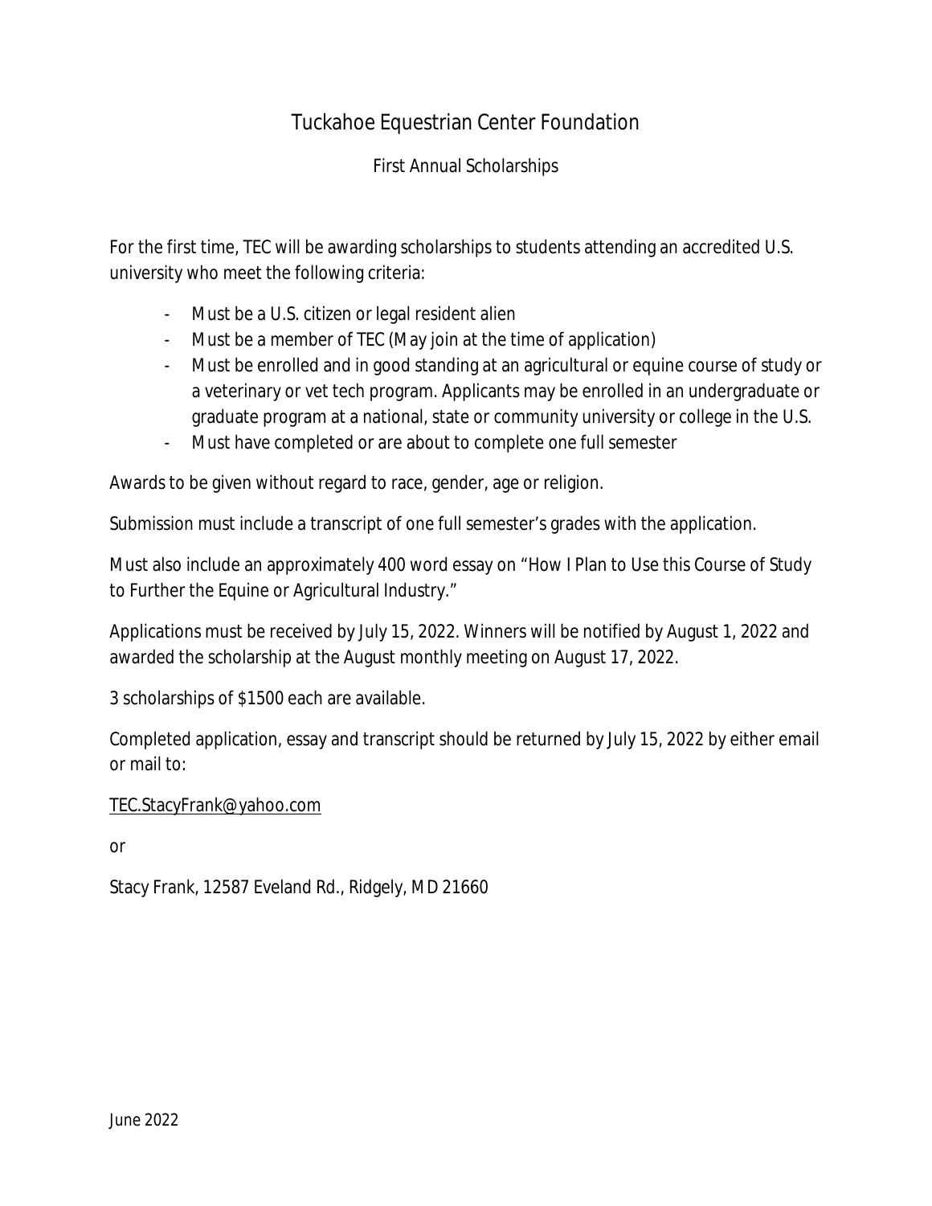# Tuckahoe Equestrian Center Foundation

## First Annual Scholarships

For the first time, TEC will be awarding scholarships to students attending an accredited U.S. university who meet the following criteria:

- Must be a U.S. citizen or legal resident alien
- Must be a member of TEC (May join at the time of application)
- Must be enrolled and in good standing at an agricultural or equine course of study or a veterinary or vet tech program. Applicants may be enrolled in an undergraduate or graduate program at a national, state or community university or college in the U.S.
- Must have completed or are about to complete one full semester

Awards to be given without regard to race, gender, age or religion.

Submission must include a transcript of one full semester's grades with the application.

Must also include an approximately 400 word essay on "How I Plan to Use this Course of Study to Further the Equine or Agricultural Industry."

Applications must be received by July 15, 2022. Winners will be notified by August 1, 2022 and awarded the scholarship at the August monthly meeting on August 17, 2022.

3 scholarships of $1500 each are available.

Completed application, essay and transcript should be returned by July 15, 2022 by either email or mail to:

TEC.StacyFrank@yahoo.com

or

Stacy Frank, 12587 Eveland Rd., Ridgely, MD 21660

June 2022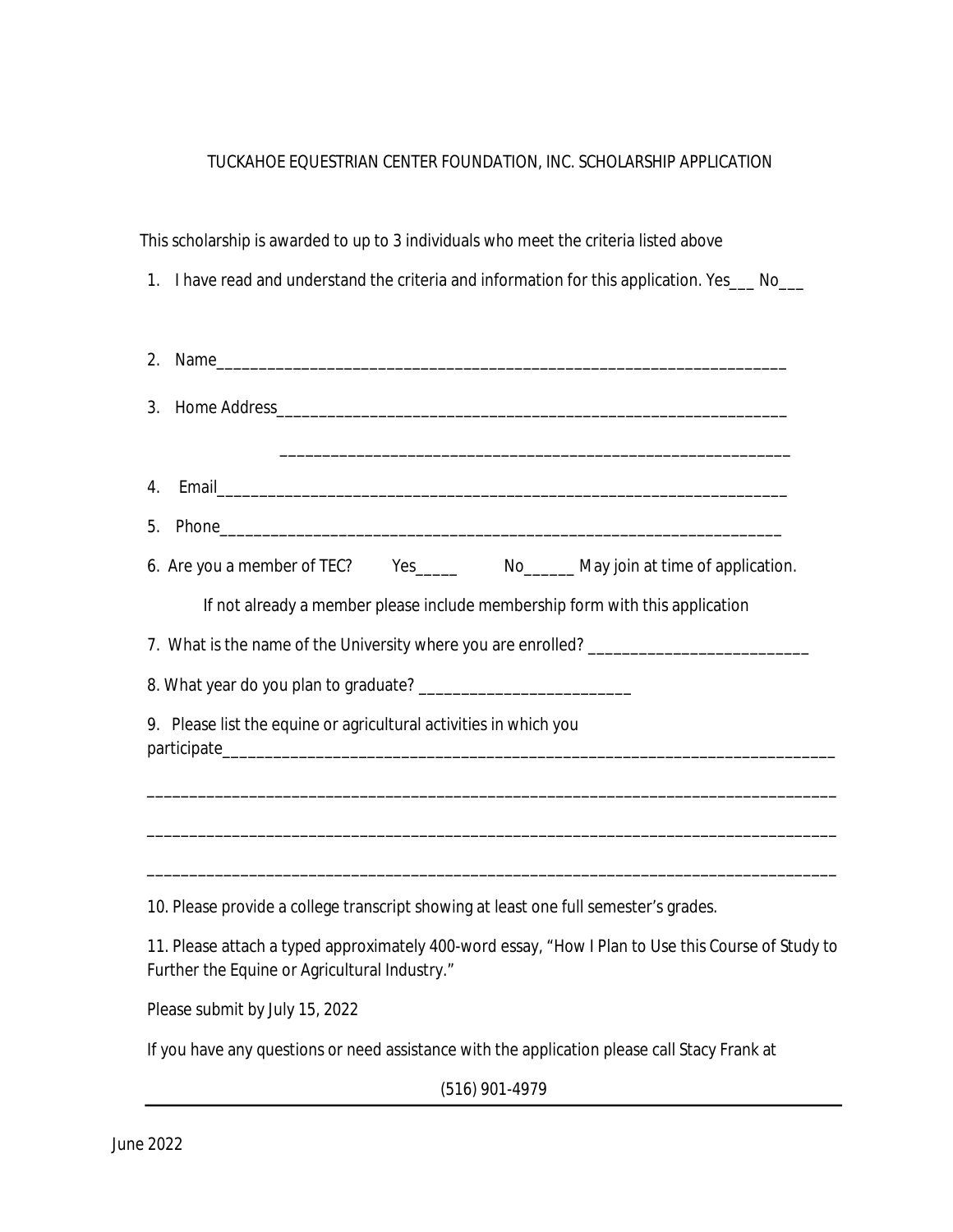# TUCKAHOE EQUESTRIAN CENTER FOUNDATION, INC. SCHOLARSHIP APPLICATION

This scholarship is awarded to up to 3 individuals who meet the criteria listed above

1. I have read and understand the criteria and information for this application. Yes___ No___

2. Name____________________________________________________________________

3. Home Address______________________________________________________________

   ______________________________________________________________

4. Email____________________________________________________________________

5. Phone____________________________________________________________________

6. Are you a member of TEC? Yes_____ No______ May join at time of application.

   If not already a member please include membership form with this application

7. What is the name of the University where you are enrolled? ___________________________

8. What year do you plan to graduate? __________________________

9. Please list the equine or agricultural activities in which you participate____________________________________________________________________________

___________________________________________________________________________________

___________________________________________________________________________________

___________________________________________________________________________________

10. Please provide a college transcript showing at least one full semester's grades.

11. Please attach a typed approximately 400-word essay, "How I Plan to Use this Course of Study to Further the Equine or Agricultural Industry."

Please submit by July 15, 2022

If you have any questions or need assistance with the application please call Stacy Frank at

(516) 901-4979

June 2022